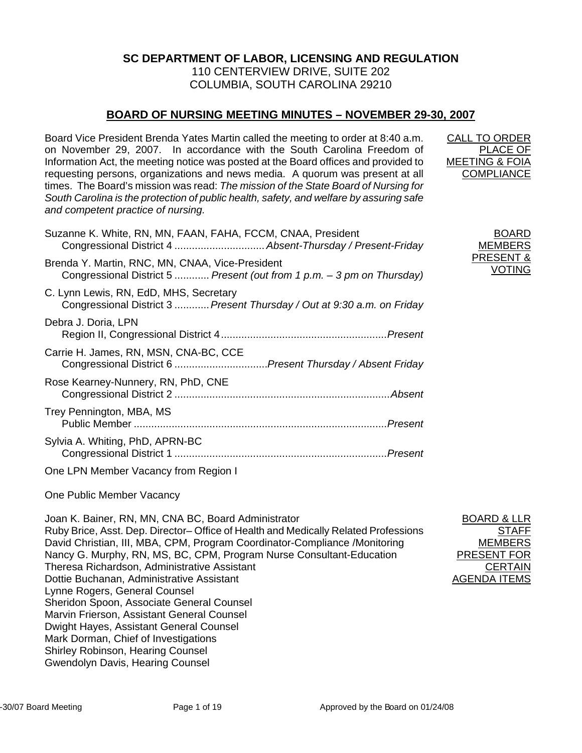**SC DEPARTMENT OF LABOR, LICENSING AND REGULATION**
110 CENTERVIEW DRIVE, SUITE 202
COLUMBIA, SOUTH CAROLINA 29210

## BOARD OF NURSING MEETING MINUTES – NOVEMBER 29-30, 2007

CALL TO ORDER
PLACE OF MEETING & FOIA COMPLIANCE

Board Vice President Brenda Yates Martin called the meeting to order at 8:40 a.m. on November 29, 2007. In accordance with the South Carolina Freedom of Information Act, the meeting notice was posted at the Board offices and provided to requesting persons, organizations and news media. A quorum was present at all times. The Board's mission was read: *The mission of the State Board of Nursing for South Carolina is the protection of public health, safety, and welfare by assuring safe and competent practice of nursing.*

BOARD MEMBERS PRESENT & VOTING

Suzanne K. White, RN, MN, FAAN, FAHA, FCCM, CNAA, President
Congressional District 4 ............................... *Absent-Thursday / Present-Friday*

Brenda Y. Martin, RNC, MN, CNAA, Vice-President
Congressional District 5 ............ *Present (out from 1 p.m. – 3 pm on Thursday)*

C. Lynn Lewis, RN, EdD, MHS, Secretary
Congressional District 3 ............ *Present Thursday / Out at 9:30 a.m. on Friday*

Debra J. Doria, LPN
Region II, Congressional District 4......................................................... *Present*

Carrie H. James, RN, MSN, CNA-BC, CCE
Congressional District 6 ................................ *Present Thursday / Absent Friday*

Rose Kearney-Nunnery, RN, PhD, CNE
Congressional District 2 .......................................................................... *Absent*

Trey Pennington, MBA, MS
Public Member ........................................................................................ *Present*

Sylvia A. Whiting, PhD, APRN-BC
Congressional District 1 ......................................................................... *Present*

One LPN Member Vacancy from Region I

One Public Member Vacancy

BOARD & LLR STAFF MEMBERS PRESENT FOR CERTAIN AGENDA ITEMS

Joan K. Bainer, RN, MN, CNA BC, Board Administrator
Ruby Brice, Asst. Dep. Director– Office of Health and Medically Related Professions
David Christian, III, MBA, CPM, Program Coordinator-Compliance /Monitoring
Nancy G. Murphy, RN, MS, BC, CPM, Program Nurse Consultant-Education
Theresa Richardson, Administrative Assistant
Dottie Buchanan, Administrative Assistant
Lynne Rogers, General Counsel
Sheridon Spoon, Associate General Counsel
Marvin Frierson, Assistant General Counsel
Dwight Hayes, Assistant General Counsel
Mark Dorman, Chief of Investigations
Shirley Robinson, Hearing Counsel
Gwendolyn Davis, Hearing Counsel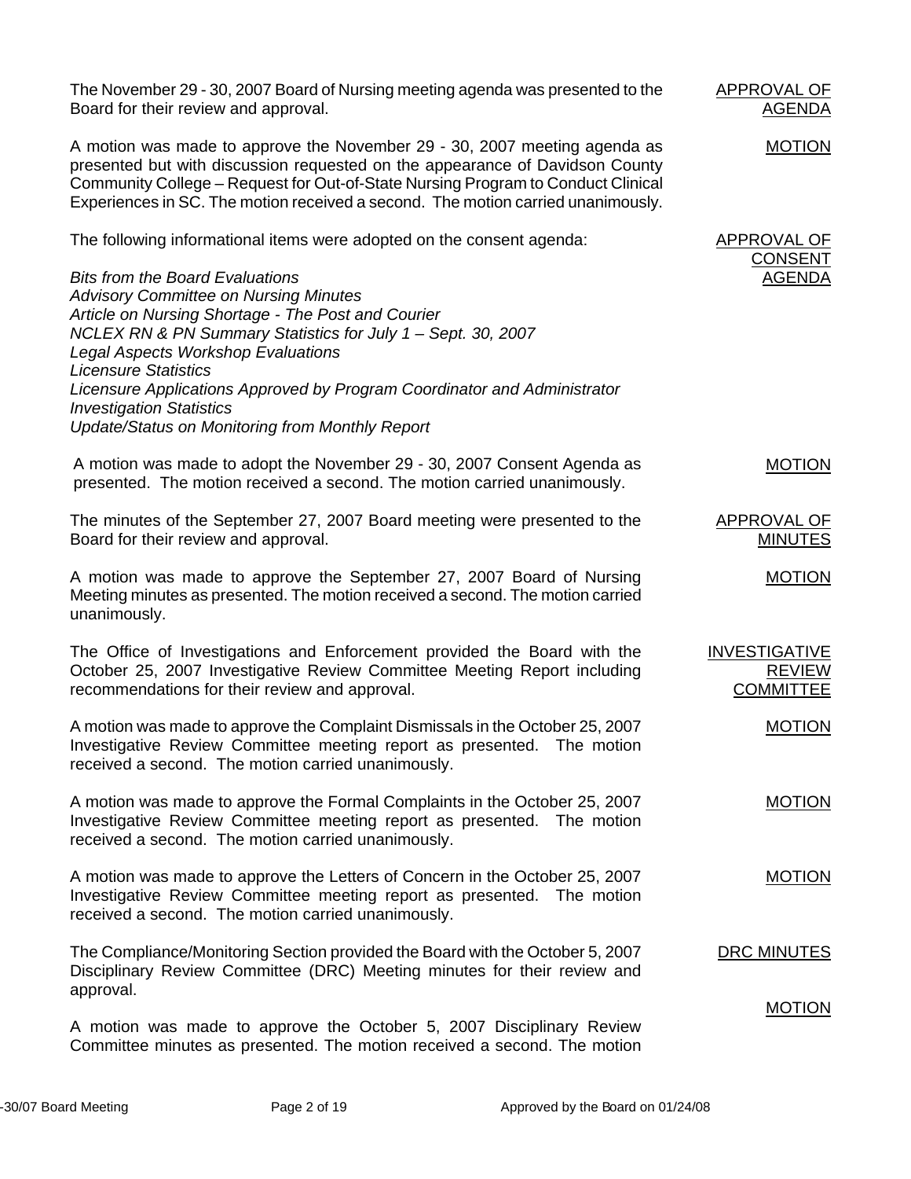**APPROVAL OF AGENDA**

The November 29 - 30, 2007 Board of Nursing meeting agenda was presented to the Board for their review and approval.

**MOTION**

A motion was made to approve the November 29 - 30, 2007 meeting agenda as presented but with discussion requested on the appearance of Davidson County Community College – Request for Out-of-State Nursing Program to Conduct Clinical Experiences in SC. The motion received a second. The motion carried unanimously.

**APPROVAL OF CONSENT AGENDA**

The following informational items were adopted on the consent agenda:

*Bits from the Board Evaluations*
*Advisory Committee on Nursing Minutes*
*Article on Nursing Shortage - The Post and Courier*
*NCLEX RN & PN Summary Statistics for July 1 – Sept. 30, 2007*
*Legal Aspects Workshop Evaluations*
*Licensure Statistics*
*Licensure Applications Approved by Program Coordinator and Administrator*
*Investigation Statistics*
*Update/Status on Monitoring from Monthly Report*

**MOTION**

A motion was made to adopt the November 29 - 30, 2007 Consent Agenda as presented. The motion received a second. The motion carried unanimously.

**APPROVAL OF MINUTES**

The minutes of the September 27, 2007 Board meeting were presented to the Board for their review and approval.

**MOTION**

A motion was made to approve the September 27, 2007 Board of Nursing Meeting minutes as presented. The motion received a second. The motion carried unanimously.

**INVESTIGATIVE REVIEW COMMITTEE**

The Office of Investigations and Enforcement provided the Board with the October 25, 2007 Investigative Review Committee Meeting Report including recommendations for their review and approval.

**MOTION**

A motion was made to approve the Complaint Dismissals in the October 25, 2007 Investigative Review Committee meeting report as presented. The motion received a second. The motion carried unanimously.

**MOTION**

A motion was made to approve the Formal Complaints in the October 25, 2007 Investigative Review Committee meeting report as presented. The motion received a second. The motion carried unanimously.

**MOTION**

A motion was made to approve the Letters of Concern in the October 25, 2007 Investigative Review Committee meeting report as presented. The motion received a second. The motion carried unanimously.

**DRC MINUTES**

The Compliance/Monitoring Section provided the Board with the October 5, 2007 Disciplinary Review Committee (DRC) Meeting minutes for their review and approval.

**MOTION**

A motion was made to approve the October 5, 2007 Disciplinary Review Committee minutes as presented. The motion received a second. The motion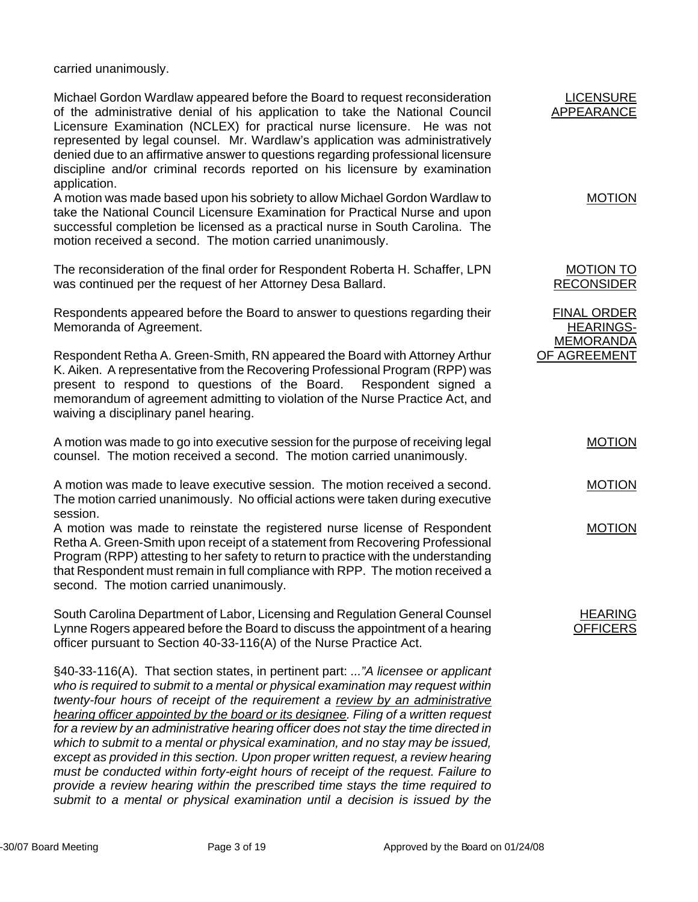carried unanimously.

**LICENSURE APPEARANCE**

Michael Gordon Wardlaw appeared before the Board to request reconsideration of the administrative denial of his application to take the National Council Licensure Examination (NCLEX) for practical nurse licensure. He was not represented by legal counsel. Mr. Wardlaw's application was administratively denied due to an affirmative answer to questions regarding professional licensure discipline and/or criminal records reported on his licensure by examination application.

**MOTION**

A motion was made based upon his sobriety to allow Michael Gordon Wardlaw to take the National Council Licensure Examination for Practical Nurse and upon successful completion be licensed as a practical nurse in South Carolina. The motion received a second. The motion carried unanimously.

**MOTION TO RECONSIDER**

The reconsideration of the final order for Respondent Roberta H. Schaffer, LPN was continued per the request of her Attorney Desa Ballard.

**FINAL ORDER HEARINGS-MEMORANDA OF AGREEMENT**

Respondents appeared before the Board to answer to questions regarding their Memoranda of Agreement.

Respondent Retha A. Green-Smith, RN appeared the Board with Attorney Arthur K. Aiken. A representative from the Recovering Professional Program (RPP) was present to respond to questions of the Board. Respondent signed a memorandum of agreement admitting to violation of the Nurse Practice Act, and waiving a disciplinary panel hearing.

**MOTION**

A motion was made to go into executive session for the purpose of receiving legal counsel. The motion received a second. The motion carried unanimously.

**MOTION**

A motion was made to leave executive session. The motion received a second. The motion carried unanimously. No official actions were taken during executive session.

**MOTION**

A motion was made to reinstate the registered nurse license of Respondent Retha A. Green-Smith upon receipt of a statement from Recovering Professional Program (RPP) attesting to her safety to return to practice with the understanding that Respondent must remain in full compliance with RPP. The motion received a second. The motion carried unanimously.

**HEARING OFFICERS**

South Carolina Department of Labor, Licensing and Regulation General Counsel Lynne Rogers appeared before the Board to discuss the appointment of a hearing officer pursuant to Section 40-33-116(A) of the Nurse Practice Act.

§40-33-116(A). That section states, in pertinent part: *..."A licensee or applicant who is required to submit to a mental or physical examination may request within twenty-four hours of receipt of the requirement a* ***review by an administrative hearing officer appointed by the board or its designee****. Filing of a written request for a review by an administrative hearing officer does not stay the time directed in which to submit to a mental or physical examination, and no stay may be issued, except as provided in this section. Upon proper written request, a review hearing must be conducted within forty-eight hours of receipt of the request. Failure to provide a review hearing within the prescribed time stays the time required to submit to a mental or physical examination until a decision is issued by the*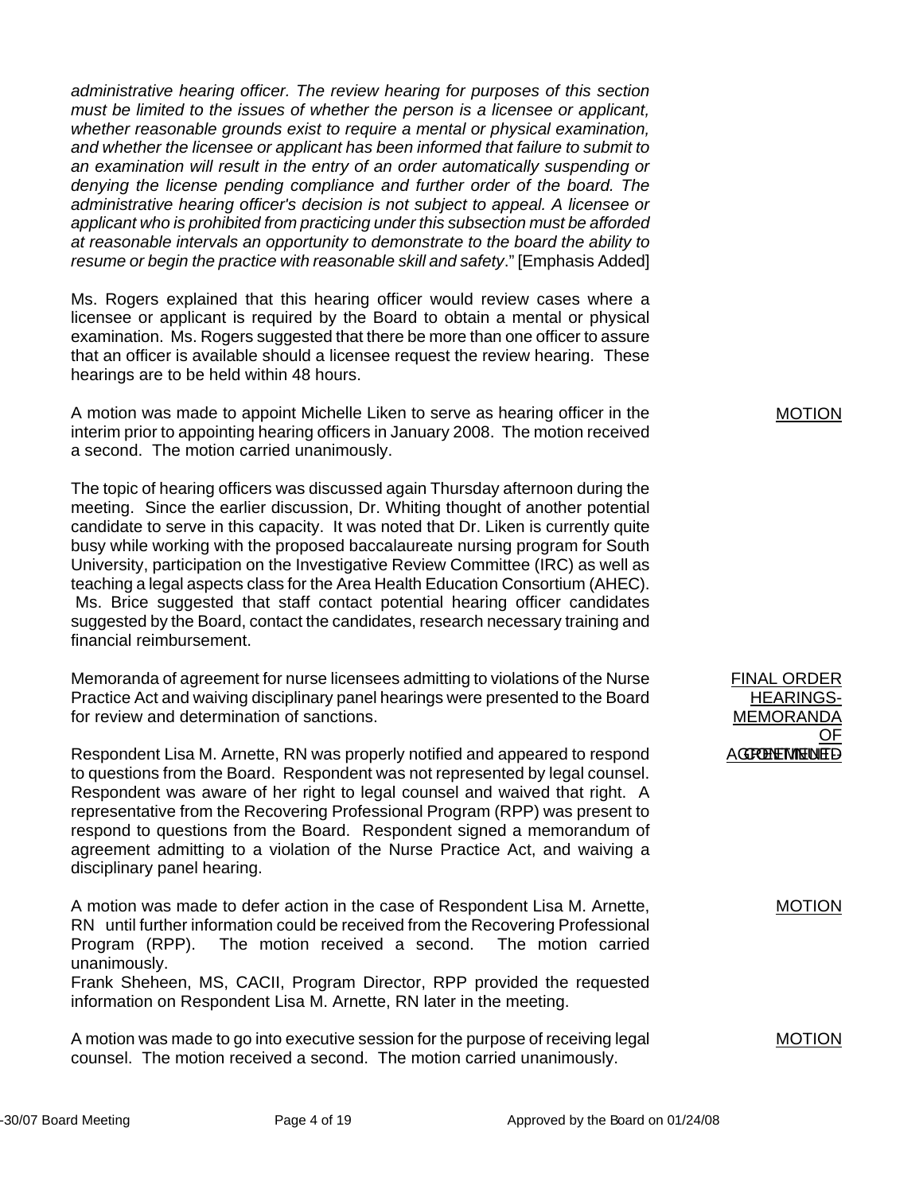*administrative hearing officer. The review hearing for purposes of this section must be limited to the issues of whether the person is a licensee or applicant, whether reasonable grounds exist to require a mental or physical examination, and whether the licensee or applicant has been informed that failure to submit to an examination will result in the entry of an order automatically suspending or denying the license pending compliance and further order of the board. The administrative hearing officer's decision is not subject to appeal. A licensee or applicant who is prohibited from practicing under this subsection must be afforded at reasonable intervals an opportunity to demonstrate to the board the ability to resume or begin the practice with reasonable skill and safety*." [Emphasis Added]

Ms. Rogers explained that this hearing officer would review cases where a licensee or applicant is required by the Board to obtain a mental or physical examination. Ms. Rogers suggested that there be more than one officer to assure that an officer is available should a licensee request the review hearing. These hearings are to be held within 48 hours.

MOTION

A motion was made to appoint Michelle Liken to serve as hearing officer in the interim prior to appointing hearing officers in January 2008. The motion received a second. The motion carried unanimously.

The topic of hearing officers was discussed again Thursday afternoon during the meeting. Since the earlier discussion, Dr. Whiting thought of another potential candidate to serve in this capacity. It was noted that Dr. Liken is currently quite busy while working with the proposed baccalaureate nursing program for South University, participation on the Investigative Review Committee (IRC) as well as teaching a legal aspects class for the Area Health Education Consortium (AHEC). Ms. Brice suggested that staff contact potential hearing officer candidates suggested by the Board, contact the candidates, research necessary training and financial reimbursement.

FINAL ORDER HEARINGS- MEMORANDA OF AGREEMENT

Memoranda of agreement for nurse licensees admitting to violations of the Nurse Practice Act and waiving disciplinary panel hearings were presented to the Board for review and determination of sanctions.

DEFERRED

Respondent Lisa M. Arnette, RN was properly notified and appeared to respond to questions from the Board. Respondent was not represented by legal counsel. Respondent was aware of her right to legal counsel and waived that right. A representative from the Recovering Professional Program (RPP) was present to respond to questions from the Board. Respondent signed a memorandum of agreement admitting to a violation of the Nurse Practice Act, and waiving a disciplinary panel hearing.

MOTION

A motion was made to defer action in the case of Respondent Lisa M. Arnette, RN until further information could be received from the Recovering Professional Program (RPP). The motion received a second. The motion carried unanimously.
Frank Sheheen, MS, CACII, Program Director, RPP provided the requested information on Respondent Lisa M. Arnette, RN later in the meeting.

MOTION

A motion was made to go into executive session for the purpose of receiving legal counsel. The motion received a second. The motion carried unanimously.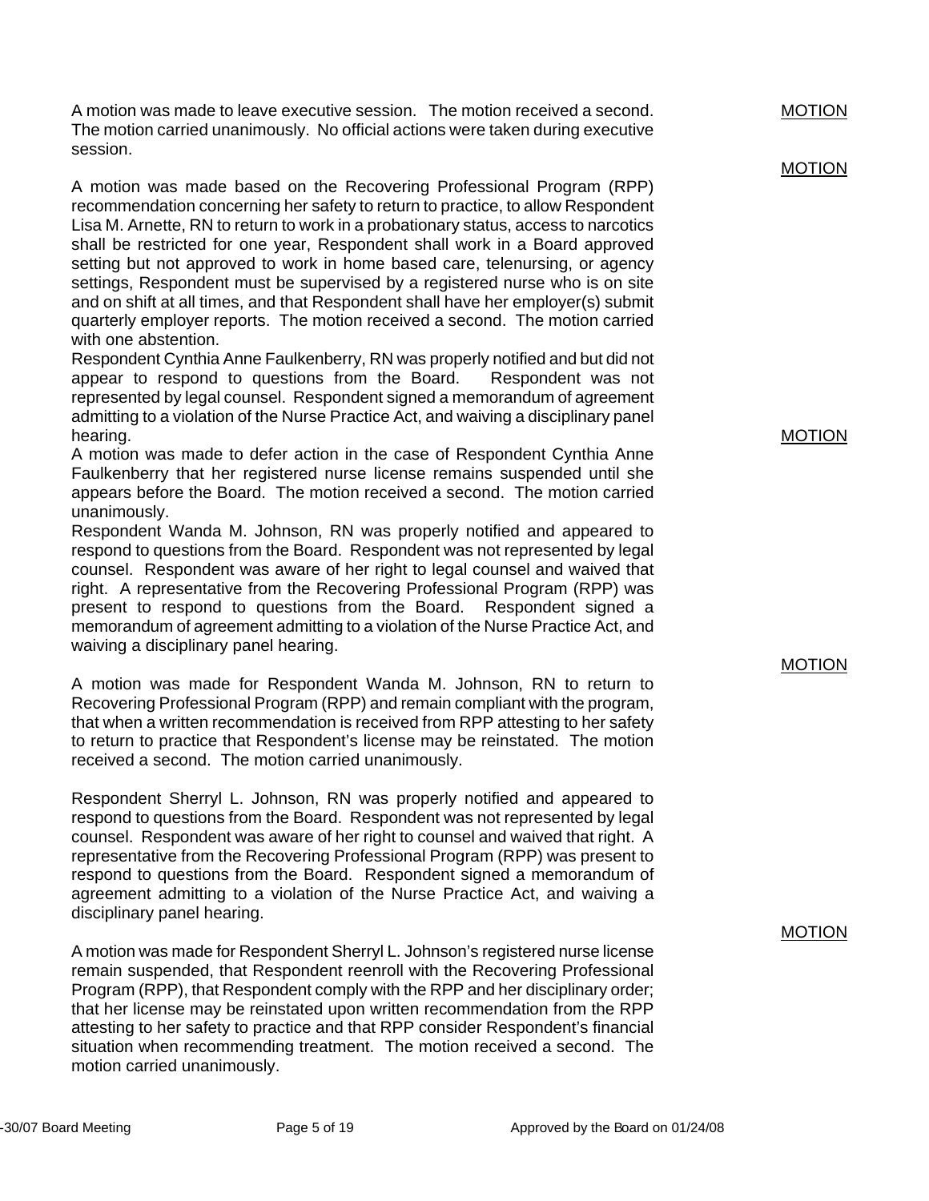A motion was made to leave executive session. The motion received a second. The motion carried unanimously. No official actions were taken during executive session.

MOTION

MOTION

A motion was made based on the Recovering Professional Program (RPP) recommendation concerning her safety to return to practice, to allow Respondent Lisa M. Arnette, RN to return to work in a probationary status, access to narcotics shall be restricted for one year, Respondent shall work in a Board approved setting but not approved to work in home based care, telenursing, or agency settings, Respondent must be supervised by a registered nurse who is on site and on shift at all times, and that Respondent shall have her employer(s) submit quarterly employer reports. The motion received a second. The motion carried with one abstention.

Respondent Cynthia Anne Faulkenberry, RN was properly notified and but did not appear to respond to questions from the Board. Respondent was not represented by legal counsel. Respondent signed a memorandum of agreement admitting to a violation of the Nurse Practice Act, and waiving a disciplinary panel hearing.

MOTION

A motion was made to defer action in the case of Respondent Cynthia Anne Faulkenberry that her registered nurse license remains suspended until she appears before the Board. The motion received a second. The motion carried unanimously.

Respondent Wanda M. Johnson, RN was properly notified and appeared to respond to questions from the Board. Respondent was not represented by legal counsel. Respondent was aware of her right to legal counsel and waived that right. A representative from the Recovering Professional Program (RPP) was present to respond to questions from the Board. Respondent signed a memorandum of agreement admitting to a violation of the Nurse Practice Act, and waiving a disciplinary panel hearing.

MOTION

A motion was made for Respondent Wanda M. Johnson, RN to return to Recovering Professional Program (RPP) and remain compliant with the program, that when a written recommendation is received from RPP attesting to her safety to return to practice that Respondent's license may be reinstated. The motion received a second. The motion carried unanimously.

Respondent Sherryl L. Johnson, RN was properly notified and appeared to respond to questions from the Board. Respondent was not represented by legal counsel. Respondent was aware of her right to counsel and waived that right. A representative from the Recovering Professional Program (RPP) was present to respond to questions from the Board. Respondent signed a memorandum of agreement admitting to a violation of the Nurse Practice Act, and waiving a disciplinary panel hearing.

MOTION

A motion was made for Respondent Sherryl L. Johnson's registered nurse license remain suspended, that Respondent reenroll with the Recovering Professional Program (RPP), that Respondent comply with the RPP and her disciplinary order; that her license may be reinstated upon written recommendation from the RPP attesting to her safety to practice and that RPP consider Respondent's financial situation when recommending treatment. The motion received a second. The motion carried unanimously.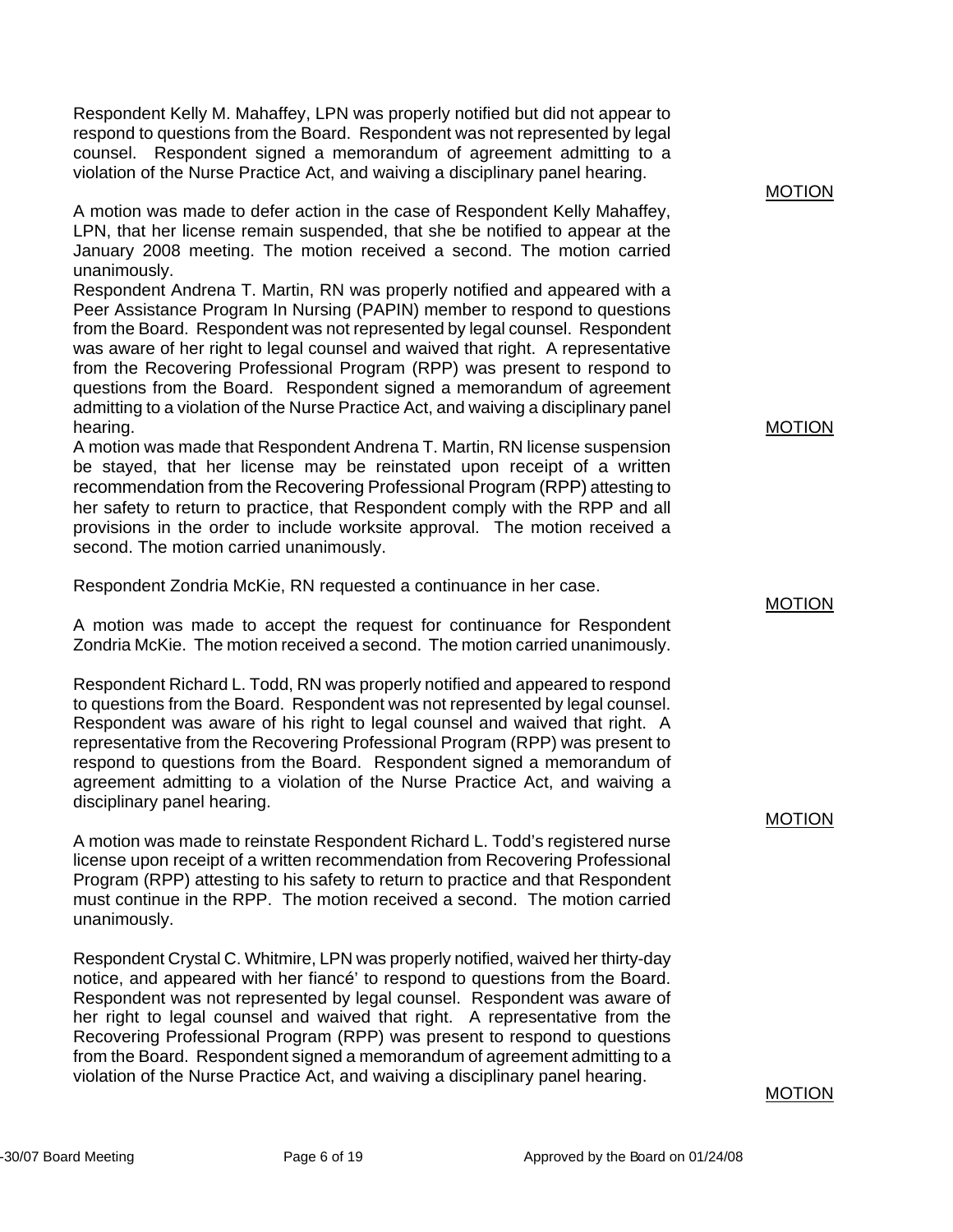Respondent Kelly M. Mahaffey, LPN was properly notified but did not appear to respond to questions from the Board. Respondent was not represented by legal counsel. Respondent signed a memorandum of agreement admitting to a violation of the Nurse Practice Act, and waiving a disciplinary panel hearing.

MOTION

A motion was made to defer action in the case of Respondent Kelly Mahaffey, LPN, that her license remain suspended, that she be notified to appear at the January 2008 meeting. The motion received a second. The motion carried unanimously.

Respondent Andrena T. Martin, RN was properly notified and appeared with a Peer Assistance Program In Nursing (PAPIN) member to respond to questions from the Board. Respondent was not represented by legal counsel. Respondent was aware of her right to legal counsel and waived that right. A representative from the Recovering Professional Program (RPP) was present to respond to questions from the Board. Respondent signed a memorandum of agreement admitting to a violation of the Nurse Practice Act, and waiving a disciplinary panel hearing.

MOTION

A motion was made that Respondent Andrena T. Martin, RN license suspension be stayed, that her license may be reinstated upon receipt of a written recommendation from the Recovering Professional Program (RPP) attesting to her safety to return to practice, that Respondent comply with the RPP and all provisions in the order to include worksite approval. The motion received a second. The motion carried unanimously.

Respondent Zondria McKie, RN requested a continuance in her case.

MOTION

A motion was made to accept the request for continuance for Respondent Zondria McKie. The motion received a second. The motion carried unanimously.

Respondent Richard L. Todd, RN was properly notified and appeared to respond to questions from the Board. Respondent was not represented by legal counsel. Respondent was aware of his right to legal counsel and waived that right. A representative from the Recovering Professional Program (RPP) was present to respond to questions from the Board. Respondent signed a memorandum of agreement admitting to a violation of the Nurse Practice Act, and waiving a disciplinary panel hearing.

MOTION

A motion was made to reinstate Respondent Richard L. Todd's registered nurse license upon receipt of a written recommendation from Recovering Professional Program (RPP) attesting to his safety to return to practice and that Respondent must continue in the RPP. The motion received a second. The motion carried unanimously.

Respondent Crystal C. Whitmire, LPN was properly notified, waived her thirty-day notice, and appeared with her fiancé' to respond to questions from the Board. Respondent was not represented by legal counsel. Respondent was aware of her right to legal counsel and waived that right. A representative from the Recovering Professional Program (RPP) was present to respond to questions from the Board. Respondent signed a memorandum of agreement admitting to a violation of the Nurse Practice Act, and waiving a disciplinary panel hearing.

MOTION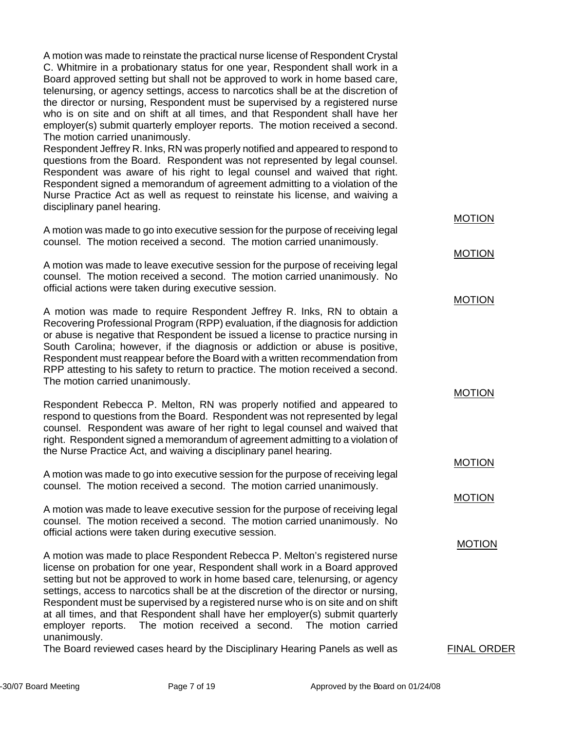A motion was made to reinstate the practical nurse license of Respondent Crystal C. Whitmire in a probationary status for one year, Respondent shall work in a Board approved setting but shall not be approved to work in home based care, telenursing, or agency settings, access to narcotics shall be at the discretion of the director or nursing, Respondent must be supervised by a registered nurse who is on site and on shift at all times, and that Respondent shall have her employer(s) submit quarterly employer reports. The motion received a second. The motion carried unanimously.

Respondent Jeffrey R. Inks, RN was properly notified and appeared to respond to questions from the Board. Respondent was not represented by legal counsel. Respondent was aware of his right to legal counsel and waived that right. Respondent signed a memorandum of agreement admitting to a violation of the Nurse Practice Act as well as request to reinstate his license, and waiving a disciplinary panel hearing.

MOTION

A motion was made to go into executive session for the purpose of receiving legal counsel. The motion received a second. The motion carried unanimously.

MOTION

A motion was made to leave executive session for the purpose of receiving legal counsel. The motion received a second. The motion carried unanimously. No official actions were taken during executive session.

MOTION

A motion was made to require Respondent Jeffrey R. Inks, RN to obtain a Recovering Professional Program (RPP) evaluation, if the diagnosis for addiction or abuse is negative that Respondent be issued a license to practice nursing in South Carolina; however, if the diagnosis or addiction or abuse is positive, Respondent must reappear before the Board with a written recommendation from RPP attesting to his safety to return to practice. The motion received a second. The motion carried unanimously.

MOTION

Respondent Rebecca P. Melton, RN was properly notified and appeared to respond to questions from the Board. Respondent was not represented by legal counsel. Respondent was aware of her right to legal counsel and waived that right. Respondent signed a memorandum of agreement admitting to a violation of the Nurse Practice Act, and waiving a disciplinary panel hearing.

MOTION

A motion was made to go into executive session for the purpose of receiving legal counsel. The motion received a second. The motion carried unanimously.

MOTION

A motion was made to leave executive session for the purpose of receiving legal counsel. The motion received a second. The motion carried unanimously. No official actions were taken during executive session.

MOTION

A motion was made to place Respondent Rebecca P. Melton's registered nurse license on probation for one year, Respondent shall work in a Board approved setting but not be approved to work in home based care, telenursing, or agency settings, access to narcotics shall be at the discretion of the director or nursing, Respondent must be supervised by a registered nurse who is on site and on shift at all times, and that Respondent shall have her employer(s) submit quarterly employer reports. The motion received a second. The motion carried unanimously.

FINAL ORDER

The Board reviewed cases heard by the Disciplinary Hearing Panels as well as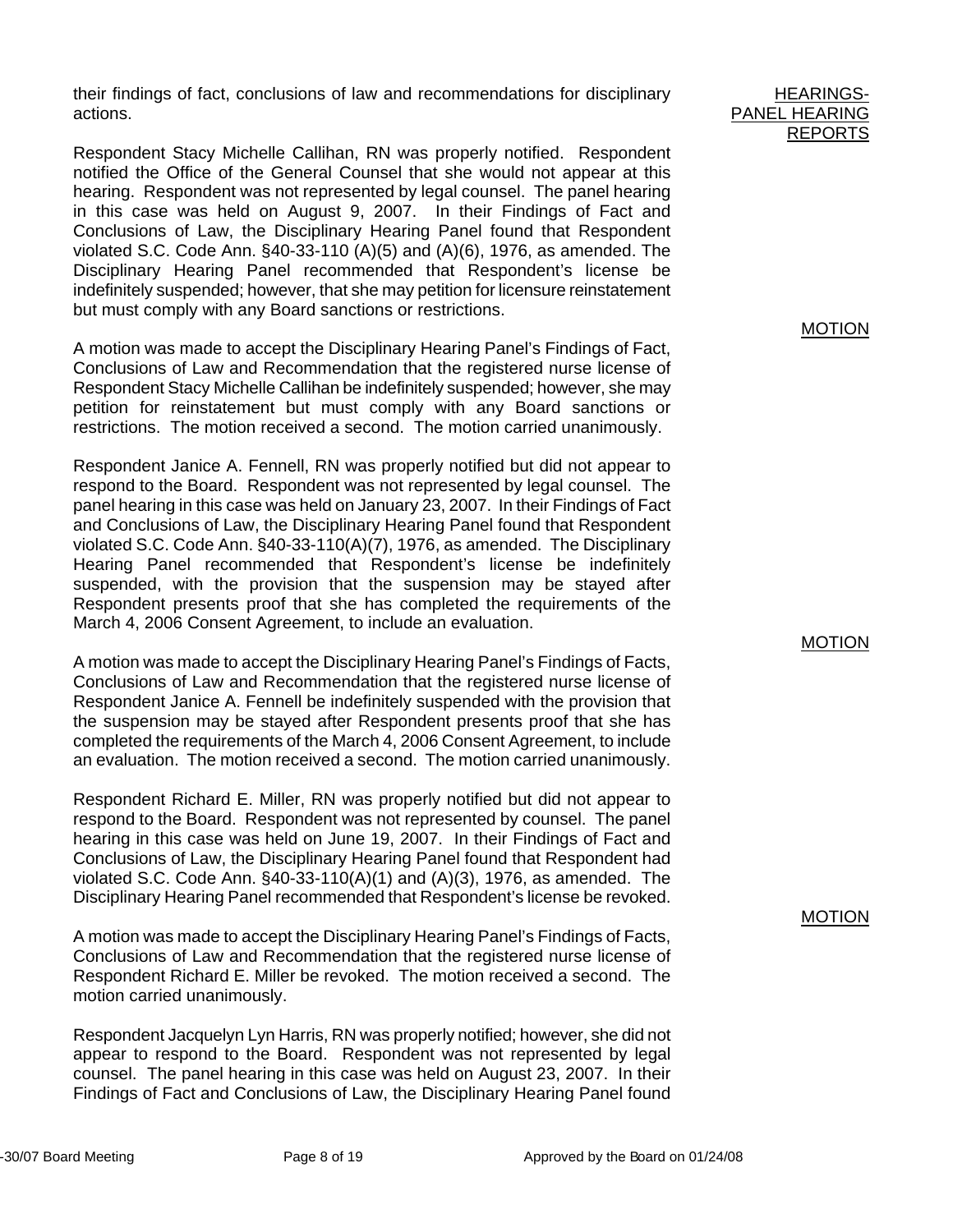their findings of fact, conclusions of law and recommendations for disciplinary actions.

HEARINGS-PANEL HEARING REPORTS

Respondent Stacy Michelle Callihan, RN was properly notified. Respondent notified the Office of the General Counsel that she would not appear at this hearing. Respondent was not represented by legal counsel. The panel hearing in this case was held on August 9, 2007. In their Findings of Fact and Conclusions of Law, the Disciplinary Hearing Panel found that Respondent violated S.C. Code Ann. §40-33-110 (A)(5) and (A)(6), 1976, as amended. The Disciplinary Hearing Panel recommended that Respondent's license be indefinitely suspended; however, that she may petition for licensure reinstatement but must comply with any Board sanctions or restrictions.

MOTION

A motion was made to accept the Disciplinary Hearing Panel's Findings of Fact, Conclusions of Law and Recommendation that the registered nurse license of Respondent Stacy Michelle Callihan be indefinitely suspended; however, she may petition for reinstatement but must comply with any Board sanctions or restrictions. The motion received a second. The motion carried unanimously.

Respondent Janice A. Fennell, RN was properly notified but did not appear to respond to the Board. Respondent was not represented by legal counsel. The panel hearing in this case was held on January 23, 2007. In their Findings of Fact and Conclusions of Law, the Disciplinary Hearing Panel found that Respondent violated S.C. Code Ann. §40-33-110(A)(7), 1976, as amended. The Disciplinary Hearing Panel recommended that Respondent's license be indefinitely suspended, with the provision that the suspension may be stayed after Respondent presents proof that she has completed the requirements of the March 4, 2006 Consent Agreement, to include an evaluation.

MOTION

A motion was made to accept the Disciplinary Hearing Panel's Findings of Facts, Conclusions of Law and Recommendation that the registered nurse license of Respondent Janice A. Fennell be indefinitely suspended with the provision that the suspension may be stayed after Respondent presents proof that she has completed the requirements of the March 4, 2006 Consent Agreement, to include an evaluation. The motion received a second. The motion carried unanimously.

Respondent Richard E. Miller, RN was properly notified but did not appear to respond to the Board. Respondent was not represented by counsel. The panel hearing in this case was held on June 19, 2007. In their Findings of Fact and Conclusions of Law, the Disciplinary Hearing Panel found that Respondent had violated S.C. Code Ann. §40-33-110(A)(1) and (A)(3), 1976, as amended. The Disciplinary Hearing Panel recommended that Respondent's license be revoked.

MOTION

A motion was made to accept the Disciplinary Hearing Panel's Findings of Facts, Conclusions of Law and Recommendation that the registered nurse license of Respondent Richard E. Miller be revoked. The motion received a second. The motion carried unanimously.

Respondent Jacquelyn Lyn Harris, RN was properly notified; however, she did not appear to respond to the Board. Respondent was not represented by legal counsel. The panel hearing in this case was held on August 23, 2007. In their Findings of Fact and Conclusions of Law, the Disciplinary Hearing Panel found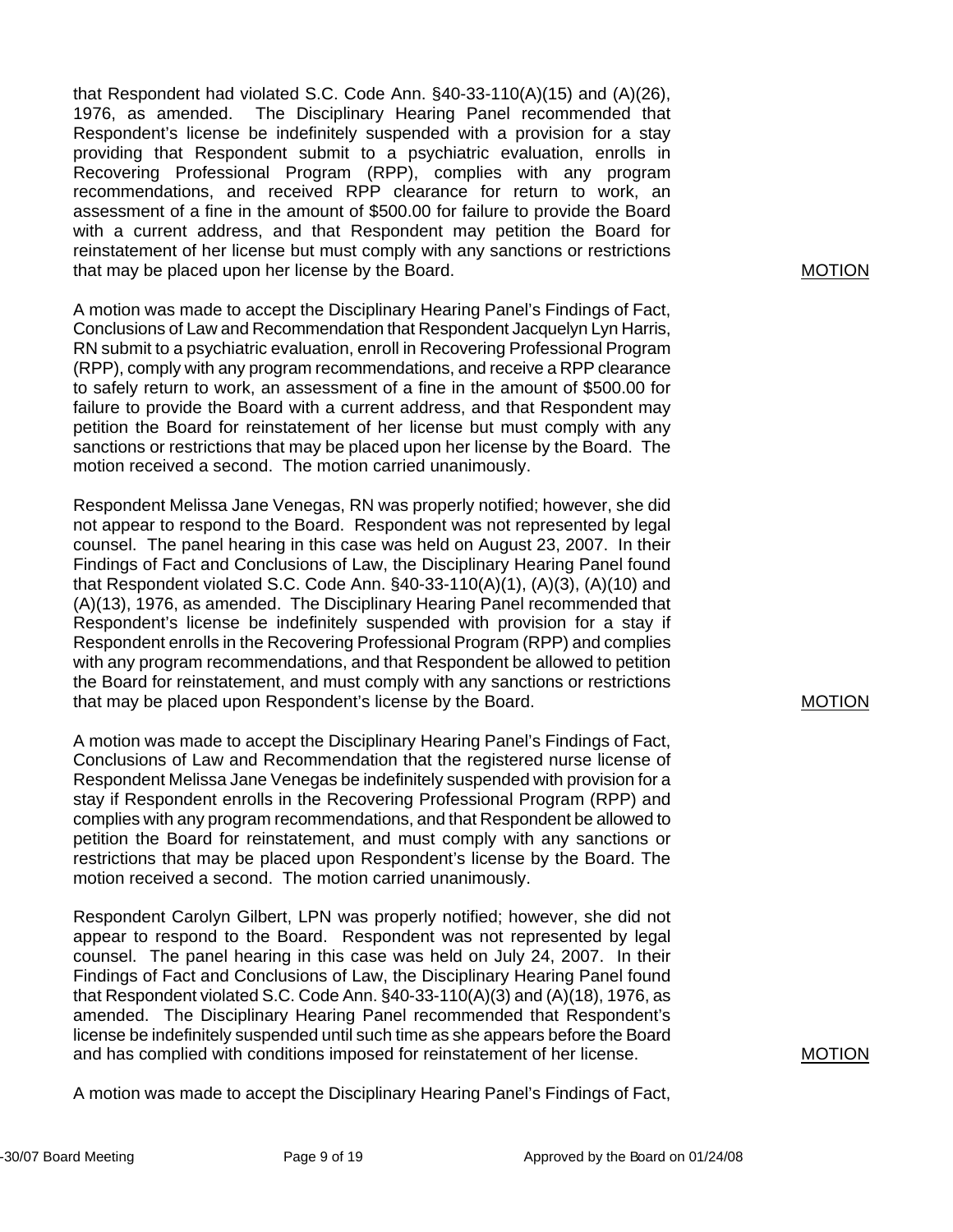that Respondent had violated S.C. Code Ann. §40-33-110(A)(15) and (A)(26), 1976, as amended. The Disciplinary Hearing Panel recommended that Respondent's license be indefinitely suspended with a provision for a stay providing that Respondent submit to a psychiatric evaluation, enrolls in Recovering Professional Program (RPP), complies with any program recommendations, and received RPP clearance for return to work, an assessment of a fine in the amount of $500.00 for failure to provide the Board with a current address, and that Respondent may petition the Board for reinstatement of her license but must comply with any sanctions or restrictions that may be placed upon her license by the Board.

MOTION

A motion was made to accept the Disciplinary Hearing Panel's Findings of Fact, Conclusions of Law and Recommendation that Respondent Jacquelyn Lyn Harris, RN submit to a psychiatric evaluation, enroll in Recovering Professional Program (RPP), comply with any program recommendations, and receive a RPP clearance to safely return to work, an assessment of a fine in the amount of $500.00 for failure to provide the Board with a current address, and that Respondent may petition the Board for reinstatement of her license but must comply with any sanctions or restrictions that may be placed upon her license by the Board. The motion received a second. The motion carried unanimously.

Respondent Melissa Jane Venegas, RN was properly notified; however, she did not appear to respond to the Board. Respondent was not represented by legal counsel. The panel hearing in this case was held on August 23, 2007. In their Findings of Fact and Conclusions of Law, the Disciplinary Hearing Panel found that Respondent violated S.C. Code Ann. §40-33-110(A)(1), (A)(3), (A)(10) and (A)(13), 1976, as amended. The Disciplinary Hearing Panel recommended that Respondent's license be indefinitely suspended with provision for a stay if Respondent enrolls in the Recovering Professional Program (RPP) and complies with any program recommendations, and that Respondent be allowed to petition the Board for reinstatement, and must comply with any sanctions or restrictions that may be placed upon Respondent's license by the Board.

MOTION

A motion was made to accept the Disciplinary Hearing Panel's Findings of Fact, Conclusions of Law and Recommendation that the registered nurse license of Respondent Melissa Jane Venegas be indefinitely suspended with provision for a stay if Respondent enrolls in the Recovering Professional Program (RPP) and complies with any program recommendations, and that Respondent be allowed to petition the Board for reinstatement, and must comply with any sanctions or restrictions that may be placed upon Respondent's license by the Board. The motion received a second. The motion carried unanimously.

Respondent Carolyn Gilbert, LPN was properly notified; however, she did not appear to respond to the Board. Respondent was not represented by legal counsel. The panel hearing in this case was held on July 24, 2007. In their Findings of Fact and Conclusions of Law, the Disciplinary Hearing Panel found that Respondent violated S.C. Code Ann. §40-33-110(A)(3) and (A)(18), 1976, as amended. The Disciplinary Hearing Panel recommended that Respondent's license be indefinitely suspended until such time as she appears before the Board and has complied with conditions imposed for reinstatement of her license.

MOTION

A motion was made to accept the Disciplinary Hearing Panel's Findings of Fact,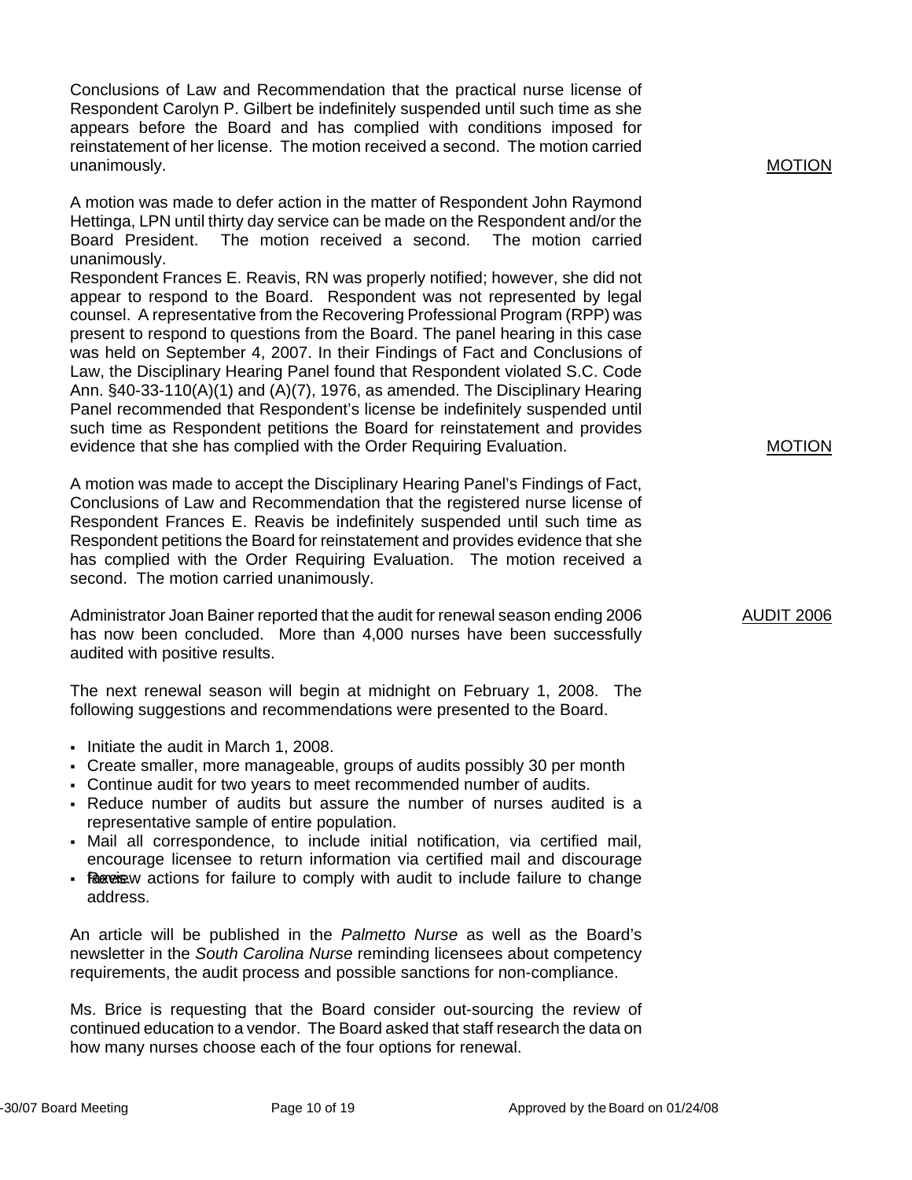Conclusions of Law and Recommendation that the practical nurse license of Respondent Carolyn P. Gilbert be indefinitely suspended until such time as she appears before the Board and has complied with conditions imposed for reinstatement of her license. The motion received a second. The motion carried unanimously.

MOTION

A motion was made to defer action in the matter of Respondent John Raymond Hettinga, LPN until thirty day service can be made on the Respondent and/or the Board President. The motion received a second. The motion carried unanimously.

Respondent Frances E. Reavis, RN was properly notified; however, she did not appear to respond to the Board. Respondent was not represented by legal counsel. A representative from the Recovering Professional Program (RPP) was present to respond to questions from the Board. The panel hearing in this case was held on September 4, 2007. In their Findings of Fact and Conclusions of Law, the Disciplinary Hearing Panel found that Respondent violated S.C. Code Ann. §40-33-110(A)(1) and (A)(7), 1976, as amended. The Disciplinary Hearing Panel recommended that Respondent's license be indefinitely suspended until such time as Respondent petitions the Board for reinstatement and provides evidence that she has complied with the Order Requiring Evaluation.

MOTION

A motion was made to accept the Disciplinary Hearing Panel's Findings of Fact, Conclusions of Law and Recommendation that the registered nurse license of Respondent Frances E. Reavis be indefinitely suspended until such time as Respondent petitions the Board for reinstatement and provides evidence that she has complied with the Order Requiring Evaluation. The motion received a second. The motion carried unanimously.

AUDIT 2006

Administrator Joan Bainer reported that the audit for renewal season ending 2006 has now been concluded. More than 4,000 nurses have been successfully audited with positive results.

The next renewal season will begin at midnight on February 1, 2008. The following suggestions and recommendations were presented to the Board.

- Initiate the audit in March 1, 2008.
- Create smaller, more manageable, groups of audits possibly 30 per month
- Continue audit for two years to meet recommended number of audits.
- Reduce number of audits but assure the number of nurses audited is a representative sample of entire population.
- Mail all correspondence, to include initial notification, via certified mail, encourage licensee to return information via certified mail and discourage faxes.
- Review actions for failure to comply with audit to include failure to change address.

An article will be published in the *Palmetto Nurse* as well as the Board's newsletter in the *South Carolina Nurse* reminding licensees about competency requirements, the audit process and possible sanctions for non-compliance.

Ms. Brice is requesting that the Board consider out-sourcing the review of continued education to a vendor. The Board asked that staff research the data on how many nurses choose each of the four options for renewal.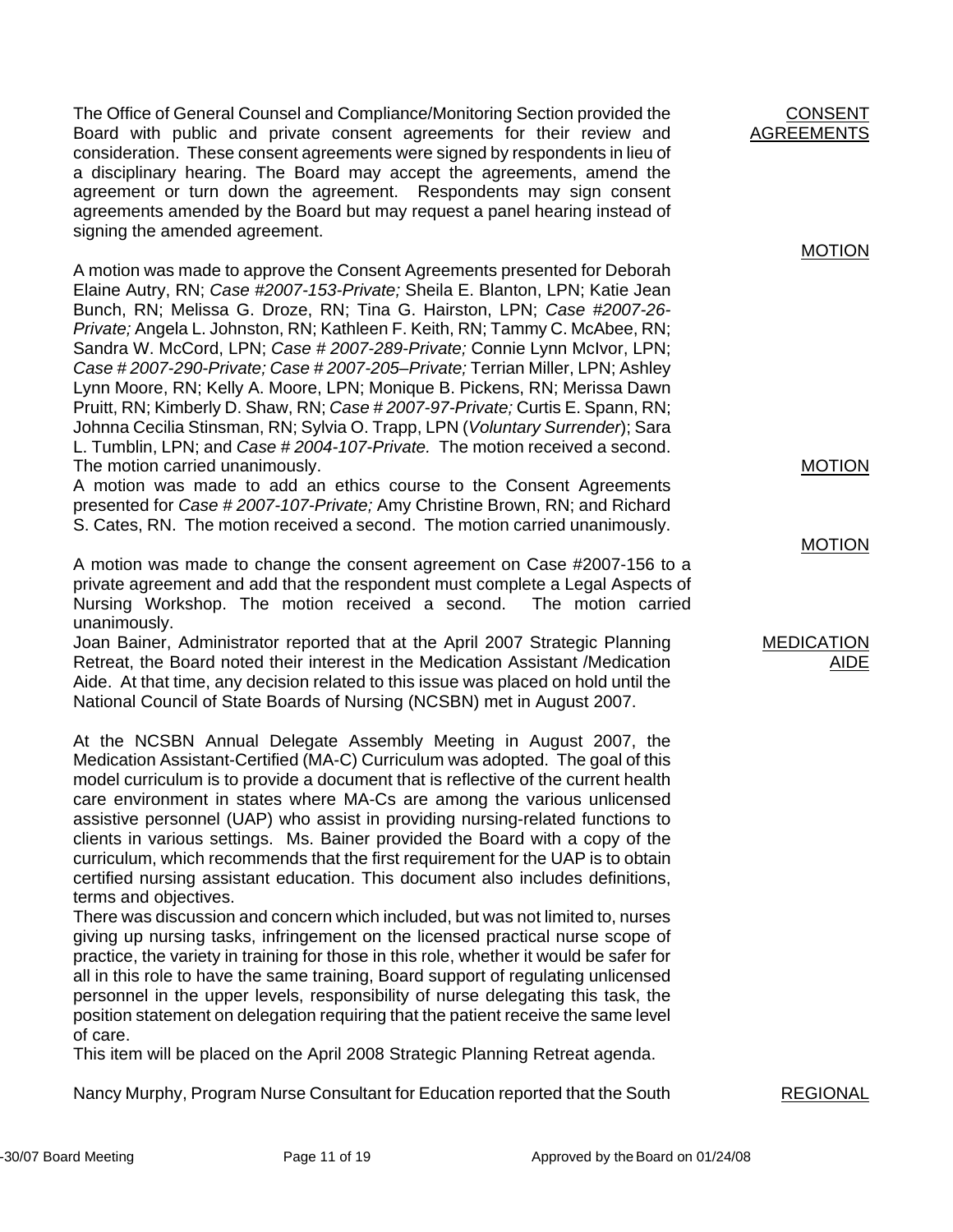**CONSENT AGREEMENTS**

The Office of General Counsel and Compliance/Monitoring Section provided the Board with public and private consent agreements for their review and consideration. These consent agreements were signed by respondents in lieu of a disciplinary hearing. The Board may accept the agreements, amend the agreement or turn down the agreement. Respondents may sign consent agreements amended by the Board but may request a panel hearing instead of signing the amended agreement.

**MOTION**

A motion was made to approve the Consent Agreements presented for Deborah Elaine Autry, RN; *Case #2007-153-Private;* Sheila E. Blanton, LPN; Katie Jean Bunch, RN; Melissa G. Droze, RN; Tina G. Hairston, LPN; *Case #2007-26-Private;* Angela L. Johnston, RN; Kathleen F. Keith, RN; Tammy C. McAbee, RN; Sandra W. McCord, LPN; *Case # 2007-289-Private;* Connie Lynn McIvor, LPN; *Case # 2007-290-Private; Case # 2007-205–Private;* Terrian Miller, LPN; Ashley Lynn Moore, RN; Kelly A. Moore, LPN; Monique B. Pickens, RN; Merissa Dawn Pruitt, RN; Kimberly D. Shaw, RN; *Case # 2007-97-Private;* Curtis E. Spann, RN; Johnna Cecilia Stinsman, RN; Sylvia O. Trapp, LPN (*Voluntary Surrender*); Sara L. Tumblin, LPN; and *Case # 2004-107-Private.* The motion received a second. The motion carried unanimously.

**MOTION**

A motion was made to add an ethics course to the Consent Agreements presented for *Case # 2007-107-Private;* Amy Christine Brown, RN; and Richard S. Cates, RN. The motion received a second. The motion carried unanimously.

**MOTION**

A motion was made to change the consent agreement on Case #2007-156 to a private agreement and add that the respondent must complete a Legal Aspects of Nursing Workshop. The motion received a second. The motion carried unanimously.

**MEDICATION AIDE**

Joan Bainer, Administrator reported that at the April 2007 Strategic Planning Retreat, the Board noted their interest in the Medication Assistant /Medication Aide. At that time, any decision related to this issue was placed on hold until the National Council of State Boards of Nursing (NCSBN) met in August 2007.

At the NCSBN Annual Delegate Assembly Meeting in August 2007, the Medication Assistant-Certified (MA-C) Curriculum was adopted. The goal of this model curriculum is to provide a document that is reflective of the current health care environment in states where MA-Cs are among the various unlicensed assistive personnel (UAP) who assist in providing nursing-related functions to clients in various settings. Ms. Bainer provided the Board with a copy of the curriculum, which recommends that the first requirement for the UAP is to obtain certified nursing assistant education. This document also includes definitions, terms and objectives.

There was discussion and concern which included, but was not limited to, nurses giving up nursing tasks, infringement on the licensed practical nurse scope of practice, the variety in training for those in this role, whether it would be safer for all in this role to have the same training, Board support of regulating unlicensed personnel in the upper levels, responsibility of nurse delegating this task, the position statement on delegation requiring that the patient receive the same level of care.

This item will be placed on the April 2008 Strategic Planning Retreat agenda.

**REGIONAL**

Nancy Murphy, Program Nurse Consultant for Education reported that the South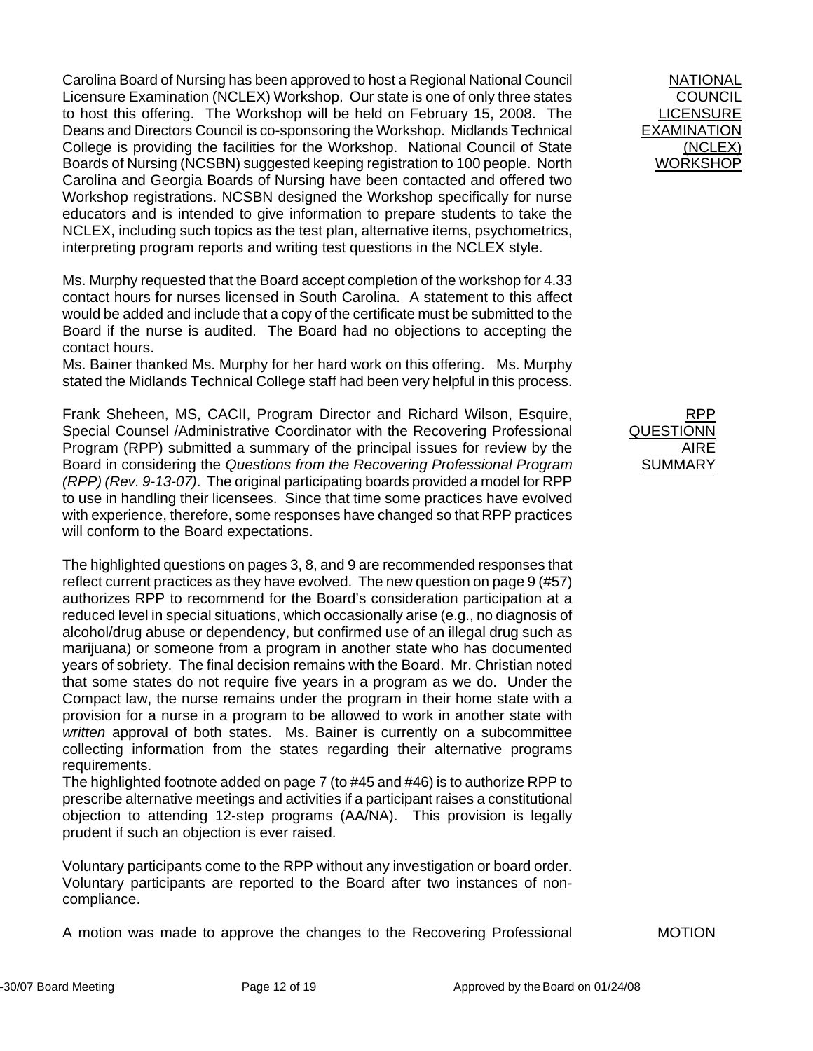Carolina Board of Nursing has been approved to host a Regional National Council Licensure Examination (NCLEX) Workshop. Our state is one of only three states to host this offering. The Workshop will be held on February 15, 2008. The Deans and Directors Council is co-sponsoring the Workshop. Midlands Technical College is providing the facilities for the Workshop. National Council of State Boards of Nursing (NCSBN) suggested keeping registration to 100 people. North Carolina and Georgia Boards of Nursing have been contacted and offered two Workshop registrations. NCSBN designed the Workshop specifically for nurse educators and is intended to give information to prepare students to take the NCLEX, including such topics as the test plan, alternative items, psychometrics, interpreting program reports and writing test questions in the NCLEX style.

**NATIONAL COUNCIL LICENSURE EXAMINATION (NCLEX) WORKSHOP**

Ms. Murphy requested that the Board accept completion of the workshop for 4.33 contact hours for nurses licensed in South Carolina. A statement to this affect would be added and include that a copy of the certificate must be submitted to the Board if the nurse is audited. The Board had no objections to accepting the contact hours.
Ms. Bainer thanked Ms. Murphy for her hard work on this offering. Ms. Murphy stated the Midlands Technical College staff had been very helpful in this process.

**RPP QUESTIONNAIRE SUMMARY**

Frank Sheheen, MS, CACII, Program Director and Richard Wilson, Esquire, Special Counsel /Administrative Coordinator with the Recovering Professional Program (RPP) submitted a summary of the principal issues for review by the Board in considering the *Questions from the Recovering Professional Program (RPP) (Rev. 9-13-07)*. The original participating boards provided a model for RPP to use in handling their licensees. Since that time some practices have evolved with experience, therefore, some responses have changed so that RPP practices will conform to the Board expectations.

The highlighted questions on pages 3, 8, and 9 are recommended responses that reflect current practices as they have evolved. The new question on page 9 (#57) authorizes RPP to recommend for the Board's consideration participation at a reduced level in special situations, which occasionally arise (e.g., no diagnosis of alcohol/drug abuse or dependency, but confirmed use of an illegal drug such as marijuana) or someone from a program in another state who has documented years of sobriety. The final decision remains with the Board. Mr. Christian noted that some states do not require five years in a program as we do. Under the Compact law, the nurse remains under the program in their home state with a provision for a nurse in a program to be allowed to work in another state with *written* approval of both states. Ms. Bainer is currently on a subcommittee collecting information from the states regarding their alternative programs requirements.
The highlighted footnote added on page 7 (to #45 and #46) is to authorize RPP to prescribe alternative meetings and activities if a participant raises a constitutional objection to attending 12-step programs (AA/NA). This provision is legally prudent if such an objection is ever raised.

Voluntary participants come to the RPP without any investigation or board order. Voluntary participants are reported to the Board after two instances of non-compliance.

**MOTION**

A motion was made to approve the changes to the Recovering Professional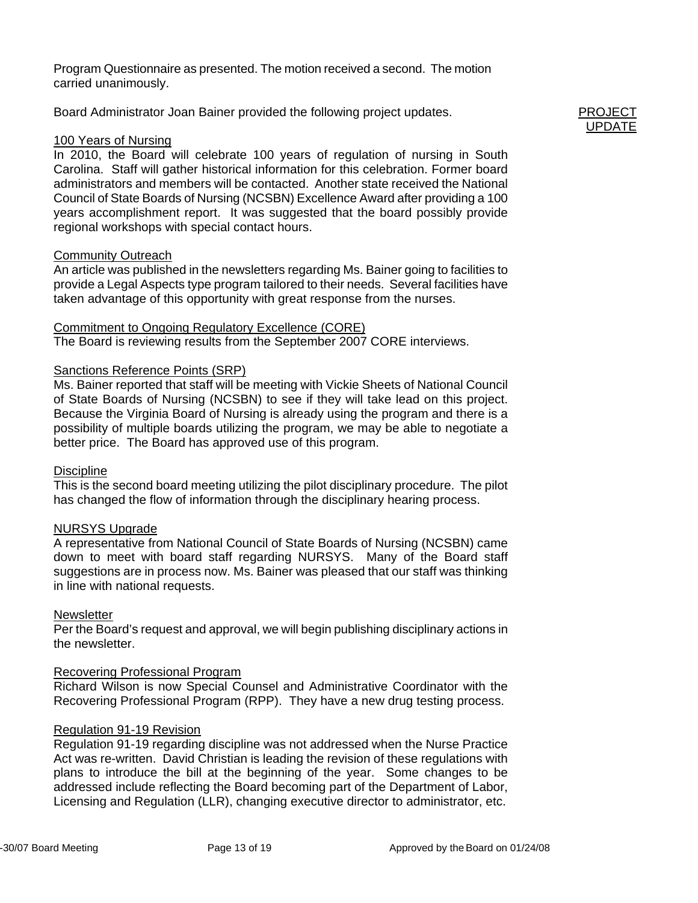Program Questionnaire as presented. The motion received a second. The motion carried unanimously.

Board Administrator Joan Bainer provided the following project updates.

PROJECT UPDATE

100 Years of Nursing
In 2010, the Board will celebrate 100 years of regulation of nursing in South Carolina. Staff will gather historical information for this celebration. Former board administrators and members will be contacted. Another state received the National Council of State Boards of Nursing (NCSBN) Excellence Award after providing a 100 years accomplishment report. It was suggested that the board possibly provide regional workshops with special contact hours.

Community Outreach
An article was published in the newsletters regarding Ms. Bainer going to facilities to provide a Legal Aspects type program tailored to their needs. Several facilities have taken advantage of this opportunity with great response from the nurses.

Commitment to Ongoing Regulatory Excellence (CORE)
The Board is reviewing results from the September 2007 CORE interviews.

Sanctions Reference Points (SRP)
Ms. Bainer reported that staff will be meeting with Vickie Sheets of National Council of State Boards of Nursing (NCSBN) to see if they will take lead on this project. Because the Virginia Board of Nursing is already using the program and there is a possibility of multiple boards utilizing the program, we may be able to negotiate a better price. The Board has approved use of this program.

Discipline
This is the second board meeting utilizing the pilot disciplinary procedure. The pilot has changed the flow of information through the disciplinary hearing process.

NURSYS Upgrade
A representative from National Council of State Boards of Nursing (NCSBN) came down to meet with board staff regarding NURSYS. Many of the Board staff suggestions are in process now. Ms. Bainer was pleased that our staff was thinking in line with national requests.

Newsletter
Per the Board's request and approval, we will begin publishing disciplinary actions in the newsletter.

Recovering Professional Program
Richard Wilson is now Special Counsel and Administrative Coordinator with the Recovering Professional Program (RPP). They have a new drug testing process.

Regulation 91-19 Revision
Regulation 91-19 regarding discipline was not addressed when the Nurse Practice Act was re-written. David Christian is leading the revision of these regulations with plans to introduce the bill at the beginning of the year. Some changes to be addressed include reflecting the Board becoming part of the Department of Labor, Licensing and Regulation (LLR), changing executive director to administrator, etc.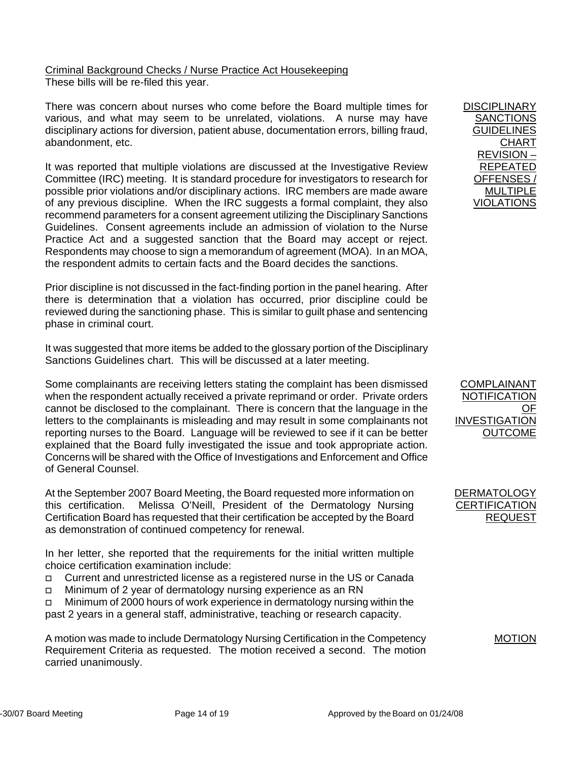Criminal Background Checks / Nurse Practice Act Housekeeping
These bills will be re-filed this year.

**DISCIPLINARY SANCTIONS GUIDELINES CHART REVISION – REPEATED OFFENSES / MULTIPLE VIOLATIONS**

There was concern about nurses who come before the Board multiple times for various, and what may seem to be unrelated, violations. A nurse may have disciplinary actions for diversion, patient abuse, documentation errors, billing fraud, abandonment, etc.

It was reported that multiple violations are discussed at the Investigative Review Committee (IRC) meeting. It is standard procedure for investigators to research for possible prior violations and/or disciplinary actions. IRC members are made aware of any previous discipline. When the IRC suggests a formal complaint, they also recommend parameters for a consent agreement utilizing the Disciplinary Sanctions Guidelines. Consent agreements include an admission of violation to the Nurse Practice Act and a suggested sanction that the Board may accept or reject. Respondents may choose to sign a memorandum of agreement (MOA). In an MOA, the respondent admits to certain facts and the Board decides the sanctions.

Prior discipline is not discussed in the fact-finding portion in the panel hearing. After there is determination that a violation has occurred, prior discipline could be reviewed during the sanctioning phase. This is similar to guilt phase and sentencing phase in criminal court.

It was suggested that more items be added to the glossary portion of the Disciplinary Sanctions Guidelines chart. This will be discussed at a later meeting.

**COMPLAINANT NOTIFICATION OF INVESTIGATION OUTCOME**

Some complainants are receiving letters stating the complaint has been dismissed when the respondent actually received a private reprimand or order. Private orders cannot be disclosed to the complainant. There is concern that the language in the letters to the complainants is misleading and may result in some complainants not reporting nurses to the Board. Language will be reviewed to see if it can be better explained that the Board fully investigated the issue and took appropriate action. Concerns will be shared with the Office of Investigations and Enforcement and Office of General Counsel.

**DERMATOLOGY CERTIFICATION REQUEST**

At the September 2007 Board Meeting, the Board requested more information on this certification. Melissa O'Neill, President of the Dermatology Nursing Certification Board has requested that their certification be accepted by the Board as demonstration of continued competency for renewal.

In her letter, she reported that the requirements for the initial written multiple choice certification examination include:

- Current and unrestricted license as a registered nurse in the US or Canada
- Minimum of 2 year of dermatology nursing experience as an RN
- Minimum of 2000 hours of work experience in dermatology nursing within the past 2 years in a general staff, administrative, teaching or research capacity.

**MOTION**

A motion was made to include Dermatology Nursing Certification in the Competency Requirement Criteria as requested. The motion received a second. The motion carried unanimously.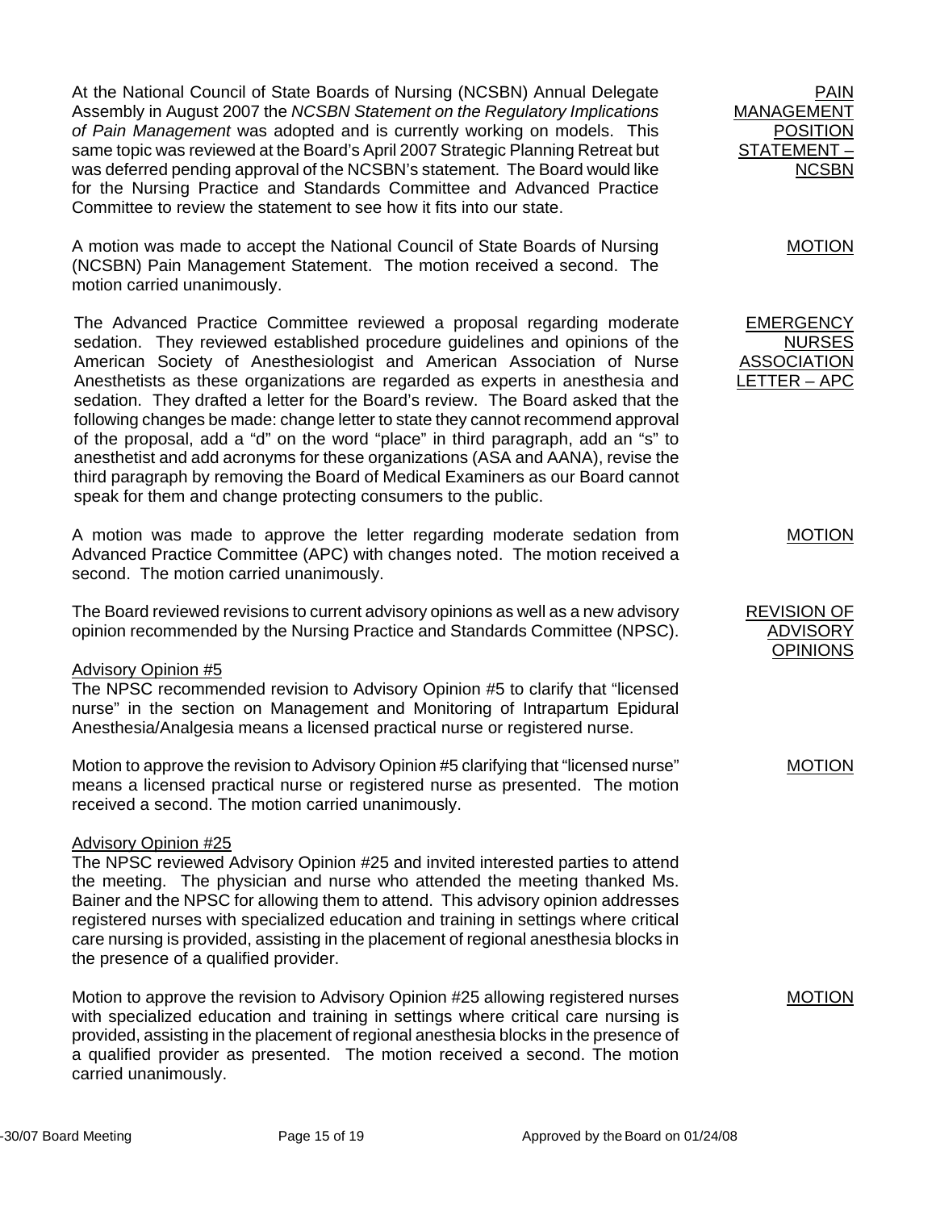**PAIN MANAGEMENT POSITION STATEMENT – NCSBN**

At the National Council of State Boards of Nursing (NCSBN) Annual Delegate Assembly in August 2007 the *NCSBN Statement on the Regulatory Implications of Pain Management* was adopted and is currently working on models. This same topic was reviewed at the Board's April 2007 Strategic Planning Retreat but was deferred pending approval of the NCSBN's statement. The Board would like for the Nursing Practice and Standards Committee and Advanced Practice Committee to review the statement to see how it fits into our state.

**MOTION**

A motion was made to accept the National Council of State Boards of Nursing (NCSBN) Pain Management Statement. The motion received a second. The motion carried unanimously.

**EMERGENCY NURSES ASSOCIATION LETTER – APC**

The Advanced Practice Committee reviewed a proposal regarding moderate sedation. They reviewed established procedure guidelines and opinions of the American Society of Anesthesiologist and American Association of Nurse Anesthetists as these organizations are regarded as experts in anesthesia and sedation. They drafted a letter for the Board's review. The Board asked that the following changes be made: change letter to state they cannot recommend approval of the proposal, add a "d" on the word "place" in third paragraph, add an "s" to anesthetist and add acronyms for these organizations (ASA and AANA), revise the third paragraph by removing the Board of Medical Examiners as our Board cannot speak for them and change protecting consumers to the public.

**MOTION**

A motion was made to approve the letter regarding moderate sedation from Advanced Practice Committee (APC) with changes noted. The motion received a second. The motion carried unanimously.

**REVISION OF ADVISORY OPINIONS**

The Board reviewed revisions to current advisory opinions as well as a new advisory opinion recommended by the Nursing Practice and Standards Committee (NPSC).

Advisory Opinion #5

The NPSC recommended revision to Advisory Opinion #5 to clarify that "licensed nurse" in the section on Management and Monitoring of Intrapartum Epidural Anesthesia/Analgesia means a licensed practical nurse or registered nurse.

**MOTION**

Motion to approve the revision to Advisory Opinion #5 clarifying that "licensed nurse" means a licensed practical nurse or registered nurse as presented. The motion received a second. The motion carried unanimously.

Advisory Opinion #25

The NPSC reviewed Advisory Opinion #25 and invited interested parties to attend the meeting. The physician and nurse who attended the meeting thanked Ms. Bainer and the NPSC for allowing them to attend. This advisory opinion addresses registered nurses with specialized education and training in settings where critical care nursing is provided, assisting in the placement of regional anesthesia blocks in the presence of a qualified provider.

**MOTION**

Motion to approve the revision to Advisory Opinion #25 allowing registered nurses with specialized education and training in settings where critical care nursing is provided, assisting in the placement of regional anesthesia blocks in the presence of a qualified provider as presented. The motion received a second. The motion carried unanimously.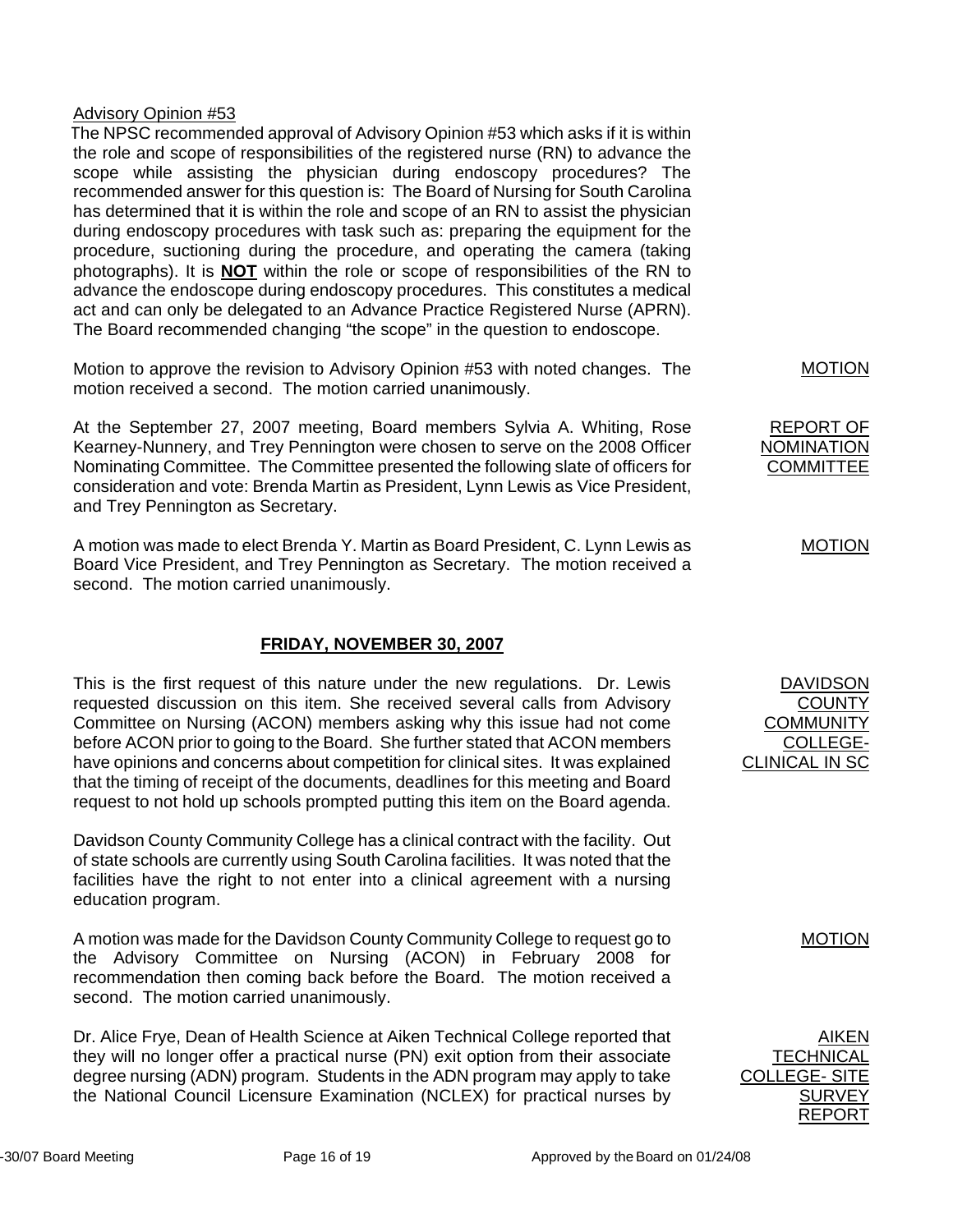Advisory Opinion #53

The NPSC recommended approval of Advisory Opinion #53 which asks if it is within the role and scope of responsibilities of the registered nurse (RN) to advance the scope while assisting the physician during endoscopy procedures? The recommended answer for this question is: The Board of Nursing for South Carolina has determined that it is within the role and scope of an RN to assist the physician during endoscopy procedures with task such as: preparing the equipment for the procedure, suctioning during the procedure, and operating the camera (taking photographs). It is **NOT** within the role or scope of responsibilities of the RN to advance the endoscope during endoscopy procedures. This constitutes a medical act and can only be delegated to an Advance Practice Registered Nurse (APRN). The Board recommended changing "the scope" in the question to endoscope.

MOTION

Motion to approve the revision to Advisory Opinion #53 with noted changes. The motion received a second. The motion carried unanimously.

REPORT OF NOMINATION COMMITTEE

At the September 27, 2007 meeting, Board members Sylvia A. Whiting, Rose Kearney-Nunnery, and Trey Pennington were chosen to serve on the 2008 Officer Nominating Committee. The Committee presented the following slate of officers for consideration and vote: Brenda Martin as President, Lynn Lewis as Vice President, and Trey Pennington as Secretary.

MOTION

A motion was made to elect Brenda Y. Martin as Board President, C. Lynn Lewis as Board Vice President, and Trey Pennington as Secretary. The motion received a second. The motion carried unanimously.

## FRIDAY, NOVEMBER 30, 2007

DAVIDSON COUNTY COMMUNITY COLLEGE- CLINICAL IN SC

This is the first request of this nature under the new regulations. Dr. Lewis requested discussion on this item. She received several calls from Advisory Committee on Nursing (ACON) members asking why this issue had not come before ACON prior to going to the Board. She further stated that ACON members have opinions and concerns about competition for clinical sites. It was explained that the timing of receipt of the documents, deadlines for this meeting and Board request to not hold up schools prompted putting this item on the Board agenda.

Davidson County Community College has a clinical contract with the facility. Out of state schools are currently using South Carolina facilities. It was noted that the facilities have the right to not enter into a clinical agreement with a nursing education program.

MOTION

A motion was made for the Davidson County Community College to request go to the Advisory Committee on Nursing (ACON) in February 2008 for recommendation then coming back before the Board. The motion received a second. The motion carried unanimously.

AIKEN TECHNICAL COLLEGE- SITE SURVEY REPORT

Dr. Alice Frye, Dean of Health Science at Aiken Technical College reported that they will no longer offer a practical nurse (PN) exit option from their associate degree nursing (ADN) program. Students in the ADN program may apply to take the National Council Licensure Examination (NCLEX) for practical nurses by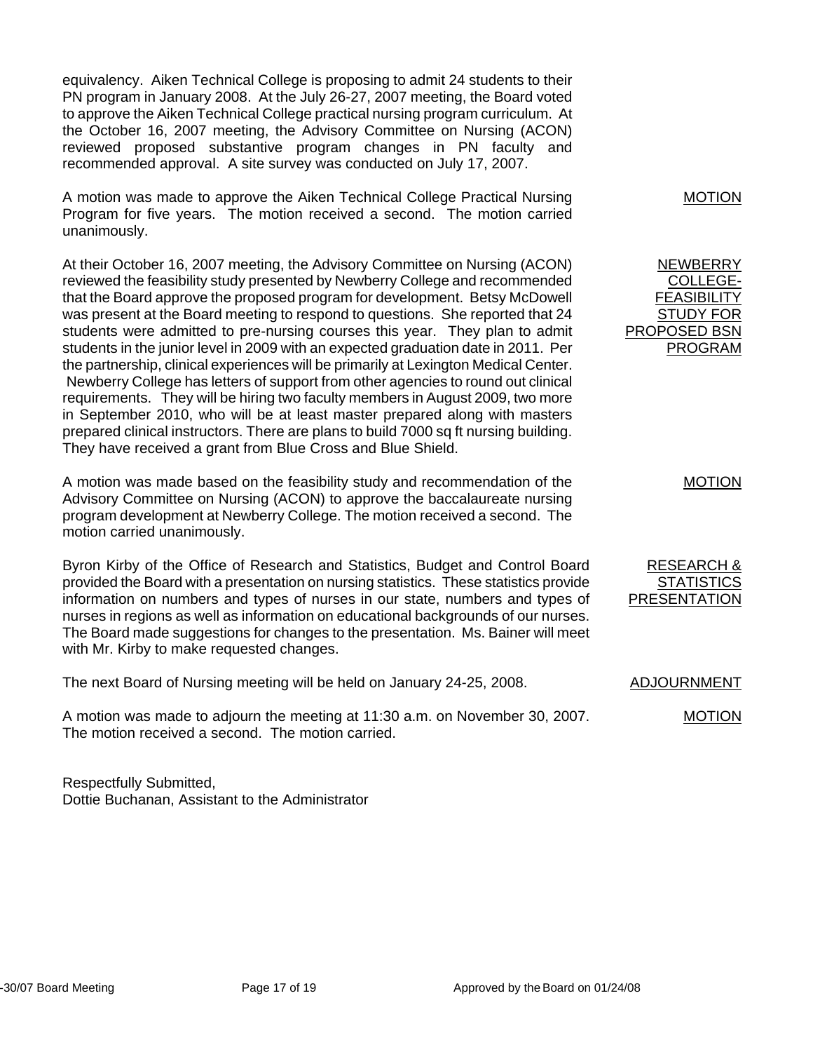equivalency. Aiken Technical College is proposing to admit 24 students to their PN program in January 2008. At the July 26-27, 2007 meeting, the Board voted to approve the Aiken Technical College practical nursing program curriculum. At the October 16, 2007 meeting, the Advisory Committee on Nursing (ACON) reviewed proposed substantive program changes in PN faculty and recommended approval. A site survey was conducted on July 17, 2007.

MOTION

A motion was made to approve the Aiken Technical College Practical Nursing Program for five years. The motion received a second. The motion carried unanimously.

NEWBERRY COLLEGE- FEASIBILITY STUDY FOR PROPOSED BSN PROGRAM

At their October 16, 2007 meeting, the Advisory Committee on Nursing (ACON) reviewed the feasibility study presented by Newberry College and recommended that the Board approve the proposed program for development. Betsy McDowell was present at the Board meeting to respond to questions. She reported that 24 students were admitted to pre-nursing courses this year. They plan to admit students in the junior level in 2009 with an expected graduation date in 2011. Per the partnership, clinical experiences will be primarily at Lexington Medical Center. Newberry College has letters of support from other agencies to round out clinical requirements. They will be hiring two faculty members in August 2009, two more in September 2010, who will be at least master prepared along with masters prepared clinical instructors. There are plans to build 7000 sq ft nursing building. They have received a grant from Blue Cross and Blue Shield.

MOTION

A motion was made based on the feasibility study and recommendation of the Advisory Committee on Nursing (ACON) to approve the baccalaureate nursing program development at Newberry College. The motion received a second. The motion carried unanimously.

RESEARCH & STATISTICS PRESENTATION

Byron Kirby of the Office of Research and Statistics, Budget and Control Board provided the Board with a presentation on nursing statistics. These statistics provide information on numbers and types of nurses in our state, numbers and types of nurses in regions as well as information on educational backgrounds of our nurses. The Board made suggestions for changes to the presentation. Ms. Bainer will meet with Mr. Kirby to make requested changes.

ADJOURNMENT

The next Board of Nursing meeting will be held on January 24-25, 2008.

MOTION

A motion was made to adjourn the meeting at 11:30 a.m. on November 30, 2007. The motion received a second. The motion carried.

Respectfully Submitted,
Dottie Buchanan, Assistant to the Administrator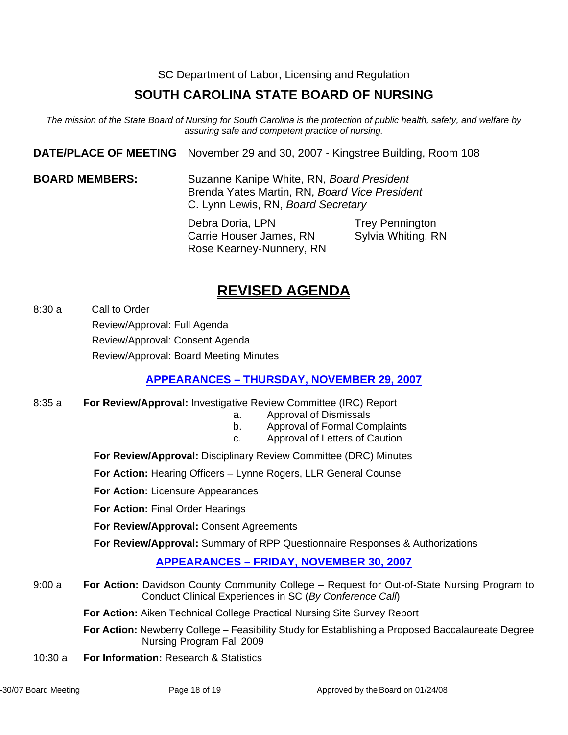SC Department of Labor, Licensing and Regulation

## SOUTH CAROLINA STATE BOARD OF NURSING

*The mission of the State Board of Nursing for South Carolina is the protection of public health, safety, and welfare by assuring safe and competent practice of nursing.*

**DATE/PLACE OF MEETING** November 29 and 30, 2007 - Kingstree Building, Room 108

**BOARD MEMBERS:**
Suzanne Kanipe White, RN, *Board President*
Brenda Yates Martin, RN, *Board Vice President*
C. Lynn Lewis, RN, *Board Secretary*
Debra Doria, LPN
Carrie Houser James, RN
Rose Kearney-Nunnery, RN
Trey Pennington
Sylvia Whiting, RN

# REVISED AGENDA

8:30 a Call to Order
Review/Approval: Full Agenda
Review/Approval: Consent Agenda
Review/Approval: Board Meeting Minutes

### APPEARANCES – THURSDAY, NOVEMBER 29, 2007

8:35 a **For Review/Approval:** Investigative Review Committee (IRC) Report
- a. Approval of Dismissals
- b. Approval of Formal Complaints
- c. Approval of Letters of Caution

**For Review/Approval:** Disciplinary Review Committee (DRC) Minutes

**For Action:** Hearing Officers – Lynne Rogers, LLR General Counsel

**For Action:** Licensure Appearances

**For Action:** Final Order Hearings

**For Review/Approval:** Consent Agreements

**For Review/Approval:** Summary of RPP Questionnaire Responses & Authorizations

### APPEARANCES – FRIDAY, NOVEMBER 30, 2007

9:00 a **For Action:** Davidson County Community College – Request for Out-of-State Nursing Program to Conduct Clinical Experiences in SC (*By Conference Call*)

**For Action:** Aiken Technical College Practical Nursing Site Survey Report

**For Action:** Newberry College – Feasibility Study for Establishing a Proposed Baccalaureate Degree Nursing Program Fall 2009

10:30 a **For Information:** Research & Statistics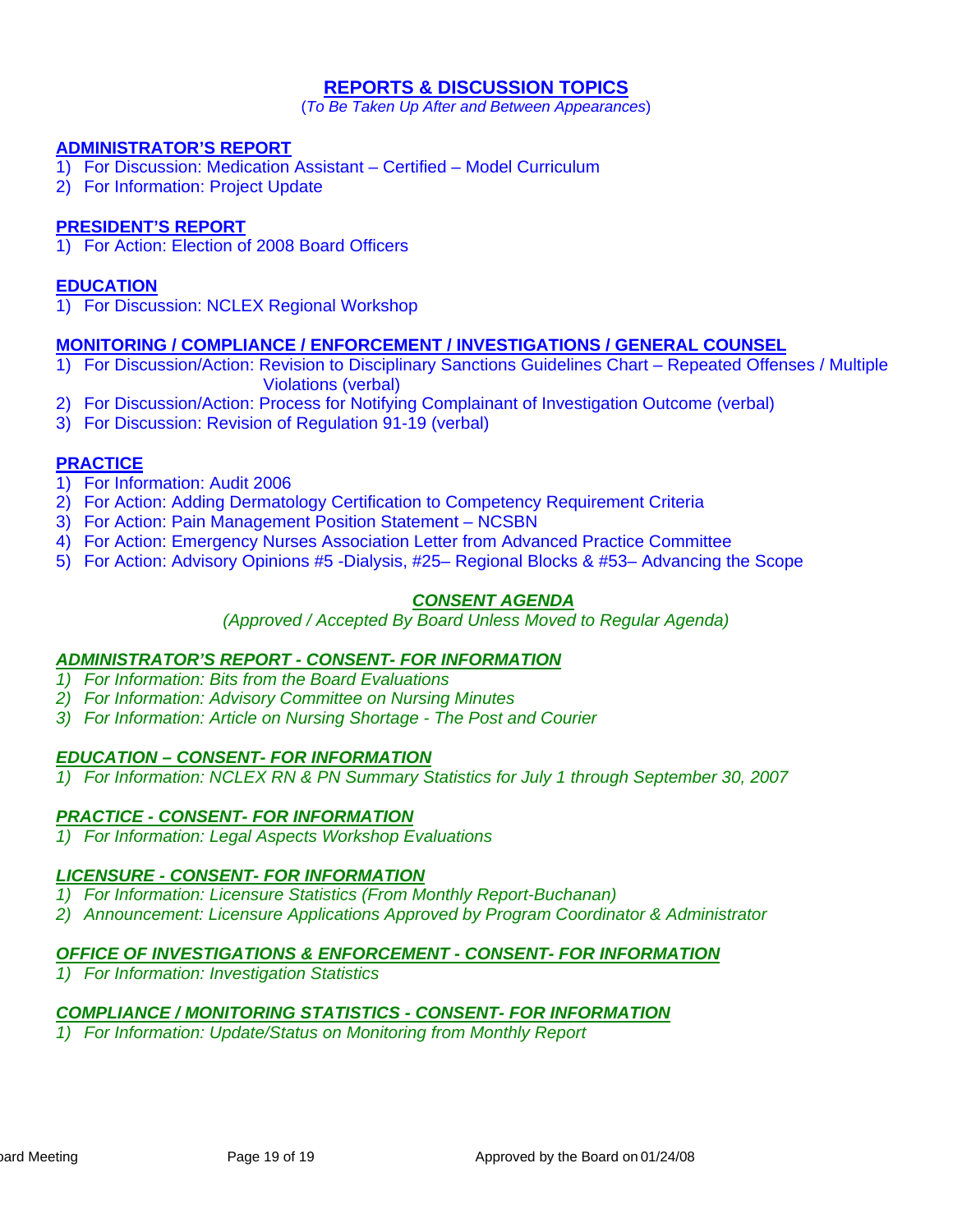## REPORTS & DISCUSSION TOPICS

(*To Be Taken Up After and Between Appearances*)

### ADMINISTRATOR'S REPORT

1) For Discussion: Medication Assistant – Certified – Model Curriculum
2) For Information: Project Update

### PRESIDENT'S REPORT

1) For Action: Election of 2008 Board Officers

### EDUCATION

1) For Discussion: NCLEX Regional Workshop

### MONITORING / COMPLIANCE / ENFORCEMENT / INVESTIGATIONS / GENERAL COUNSEL

1) For Discussion/Action: Revision to Disciplinary Sanctions Guidelines Chart – Repeated Offenses / Multiple Violations (verbal)
2) For Discussion/Action: Process for Notifying Complainant of Investigation Outcome (verbal)
3) For Discussion: Revision of Regulation 91-19 (verbal)

### PRACTICE

1) For Information: Audit 2006
2) For Action: Adding Dermatology Certification to Competency Requirement Criteria
3) For Action: Pain Management Position Statement – NCSBN
4) For Action: Emergency Nurses Association Letter from Advanced Practice Committee
5) For Action: Advisory Opinions #5 -Dialysis, #25– Regional Blocks & #53– Advancing the Scope

## *CONSENT AGENDA*

*(Approved / Accepted By Board Unless Moved to Regular Agenda)*

### *ADMINISTRATOR'S REPORT - CONSENT- FOR INFORMATION*

1) *For Information: Bits from the Board Evaluations*
2) *For Information: Advisory Committee on Nursing Minutes*
3) *For Information: Article on Nursing Shortage - The Post and Courier*

### *EDUCATION – CONSENT- FOR INFORMATION*

1) *For Information: NCLEX RN & PN Summary Statistics for July 1 through September 30, 2007*

### *PRACTICE - CONSENT- FOR INFORMATION*

1) *For Information: Legal Aspects Workshop Evaluations*

### *LICENSURE - CONSENT- FOR INFORMATION*

1) *For Information: Licensure Statistics (From Monthly Report-Buchanan)*
2) *Announcement: Licensure Applications Approved by Program Coordinator & Administrator*

### *OFFICE OF INVESTIGATIONS & ENFORCEMENT - CONSENT- FOR INFORMATION*

1) *For Information: Investigation Statistics*

### *COMPLIANCE / MONITORING STATISTICS - CONSENT- FOR INFORMATION*

1) *For Information: Update/Status on Monitoring from Monthly Report*